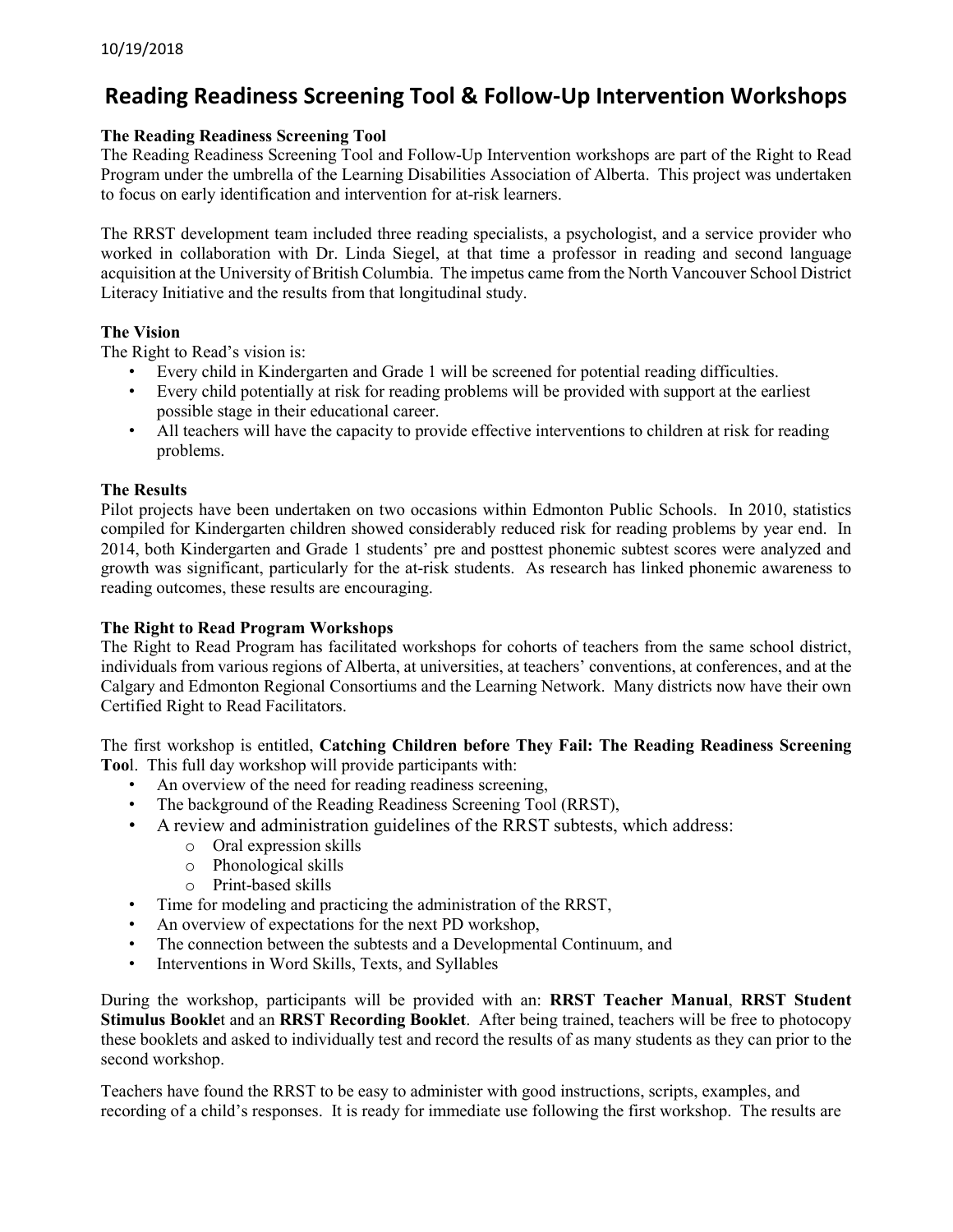10/19/2018

# Reading Readiness Screening Tool & Follow-Up Intervention Workshops

**The Reading Readiness Screening Tool**

The Reading Readiness Screening Tool and Follow-Up Intervention workshops are part of the Right to Read Program under the umbrella of the Learning Disabilities Association of Alberta. This project was undertaken to focus on early identification and intervention for at-risk learners.

The RRST development team included three reading specialists, a psychologist, and a service provider who worked in collaboration with Dr. Linda Siegel, at that time a professor in reading and second language acquisition at the University of British Columbia. The impetus came from the North Vancouver School District Literacy Initiative and the results from that longitudinal study.

**The Vision**

The Right to Read's vision is:

- Every child in Kindergarten and Grade 1 will be screened for potential reading difficulties.
- Every child potentially at risk for reading problems will be provided with support at the earliest possible stage in their educational career.
- All teachers will have the capacity to provide effective interventions to children at risk for reading problems.

**The Results**

Pilot projects have been undertaken on two occasions within Edmonton Public Schools. In 2010, statistics compiled for Kindergarten children showed considerably reduced risk for reading problems by year end. In 2014, both Kindergarten and Grade 1 students' pre and posttest phonemic subtest scores were analyzed and growth was significant, particularly for the at-risk students. As research has linked phonemic awareness to reading outcomes, these results are encouraging.

**The Right to Read Program Workshops**

The Right to Read Program has facilitated workshops for cohorts of teachers from the same school district, individuals from various regions of Alberta, at universities, at teachers' conventions, at conferences, and at the Calgary and Edmonton Regional Consortiums and the Learning Network. Many districts now have their own Certified Right to Read Facilitators.

The first workshop is entitled, **Catching Children before They Fail: The Reading Readiness Screening Tool**. This full day workshop will provide participants with:

- An overview of the need for reading readiness screening,
- The background of the Reading Readiness Screening Tool (RRST),
- A review and administration guidelines of the RRST subtests, which address:
  - Oral expression skills
  - Phonological skills
  - Print-based skills
- Time for modeling and practicing the administration of the RRST,
- An overview of expectations for the next PD workshop,
- The connection between the subtests and a Developmental Continuum, and
- Interventions in Word Skills, Texts, and Syllables

During the workshop, participants will be provided with an: **RRST Teacher Manual**, **RRST Student Stimulus Booklet** and an **RRST Recording Booklet**. After being trained, teachers will be free to photocopy these booklets and asked to individually test and record the results of as many students as they can prior to the second workshop.

Teachers have found the RRST to be easy to administer with good instructions, scripts, examples, and recording of a child's responses. It is ready for immediate use following the first workshop. The results are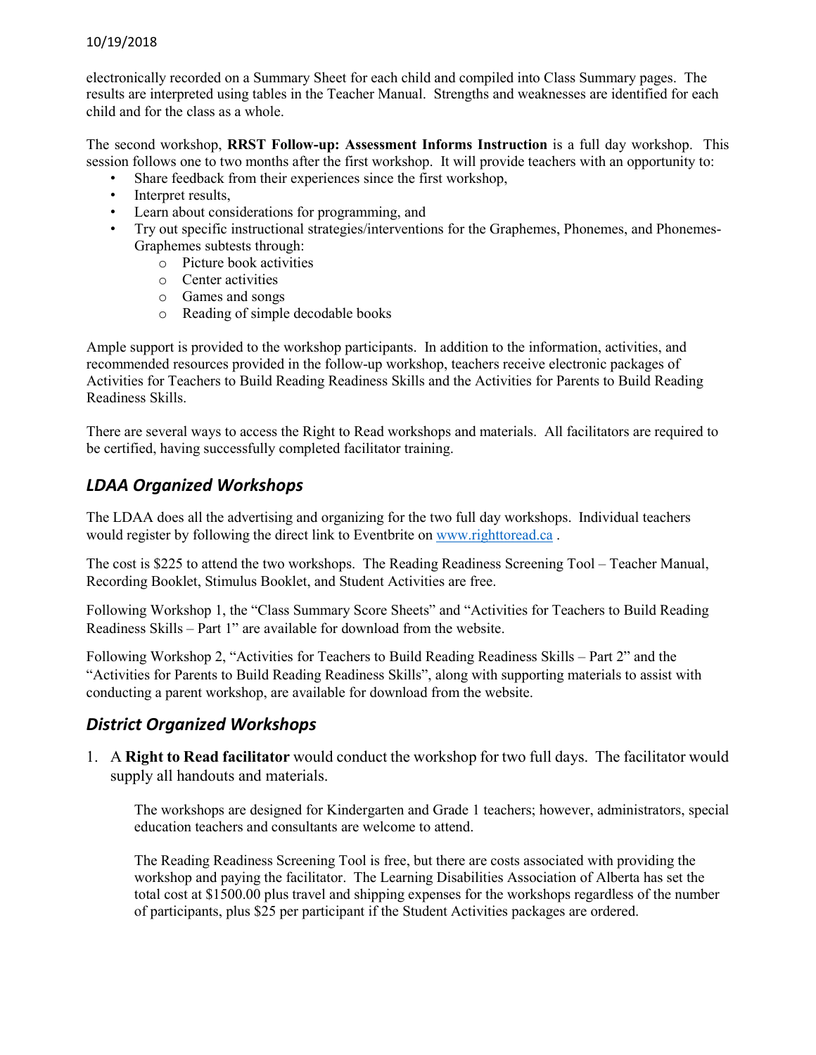electronically recorded on a Summary Sheet for each child and compiled into Class Summary pages. The results are interpreted using tables in the Teacher Manual. Strengths and weaknesses are identified for each child and for the class as a whole.

The second workshop, **RRST Follow-up: Assessment Informs Instruction** is a full day workshop. This session follows one to two months after the first workshop. It will provide teachers with an opportunity to:

- Share feedback from their experiences since the first workshop,
- Interpret results,
- Learn about considerations for programming, and
- Try out specific instructional strategies/interventions for the Graphemes, Phonemes, and Phonemes-Graphemes subtests through:
    - Picture book activities
    - Center activities
    - Games and songs
    - Reading of simple decodable books

Ample support is provided to the workshop participants. In addition to the information, activities, and recommended resources provided in the follow-up workshop, teachers receive electronic packages of Activities for Teachers to Build Reading Readiness Skills and the Activities for Parents to Build Reading Readiness Skills.

There are several ways to access the Right to Read workshops and materials. All facilitators are required to be certified, having successfully completed facilitator training.

## *LDAA Organized Workshops*

The LDAA does all the advertising and organizing for the two full day workshops. Individual teachers would register by following the direct link to Eventbrite on www.righttoread.ca .

The cost is $225 to attend the two workshops. The Reading Readiness Screening Tool – Teacher Manual, Recording Booklet, Stimulus Booklet, and Student Activities are free.

Following Workshop 1, the "Class Summary Score Sheets" and "Activities for Teachers to Build Reading Readiness Skills – Part 1" are available for download from the website.

Following Workshop 2, "Activities for Teachers to Build Reading Readiness Skills – Part 2" and the "Activities for Parents to Build Reading Readiness Skills", along with supporting materials to assist with conducting a parent workshop, are available for download from the website.

## *District Organized Workshops*

1. A **Right to Read facilitator** would conduct the workshop for two full days. The facilitator would supply all handouts and materials.

    The workshops are designed for Kindergarten and Grade 1 teachers; however, administrators, special education teachers and consultants are welcome to attend.

    The Reading Readiness Screening Tool is free, but there are costs associated with providing the workshop and paying the facilitator. The Learning Disabilities Association of Alberta has set the total cost at $1500.00 plus travel and shipping expenses for the workshops regardless of the number of participants, plus $25 per participant if the Student Activities packages are ordered.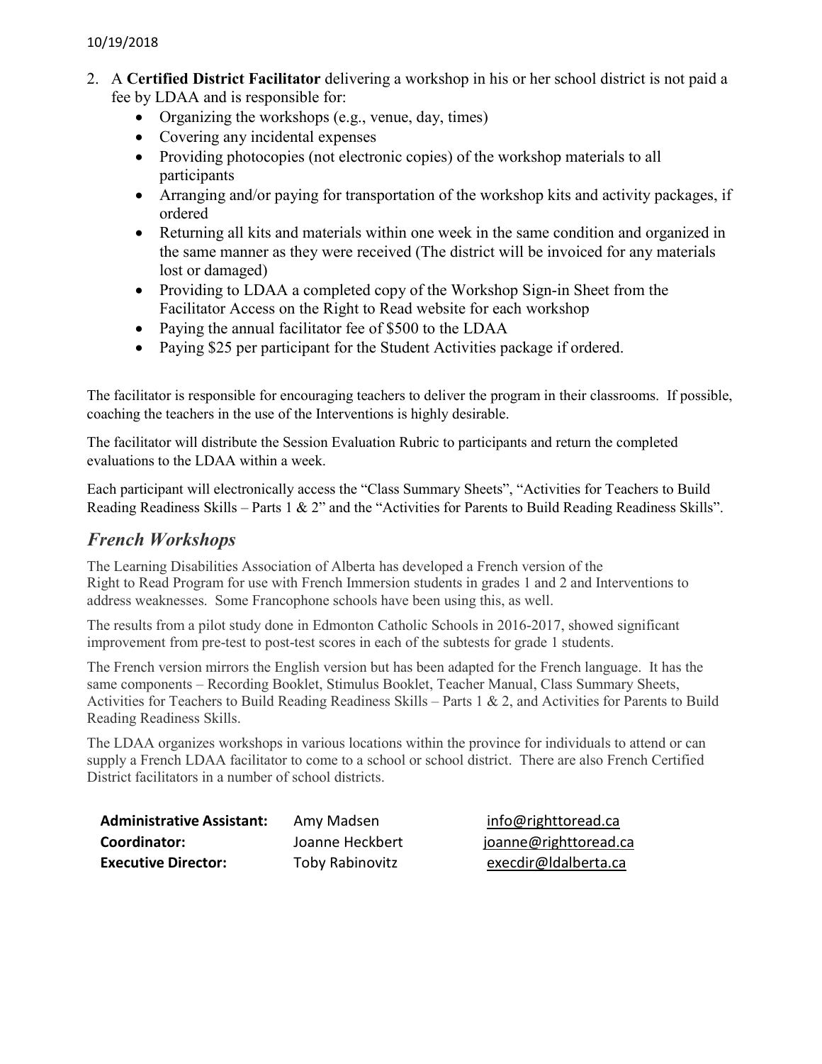2. A **Certified District Facilitator** delivering a workshop in his or her school district is not paid a fee by LDAA and is responsible for:
   - Organizing the workshops (e.g., venue, day, times)
   - Covering any incidental expenses
   - Providing photocopies (not electronic copies) of the workshop materials to all participants
   - Arranging and/or paying for transportation of the workshop kits and activity packages, if ordered
   - Returning all kits and materials within one week in the same condition and organized in the same manner as they were received (The district will be invoiced for any materials lost or damaged)
   - Providing to LDAA a completed copy of the Workshop Sign-in Sheet from the Facilitator Access on the Right to Read website for each workshop
   - Paying the annual facilitator fee of $500 to the LDAA
   - Paying $25 per participant for the Student Activities package if ordered.

The facilitator is responsible for encouraging teachers to deliver the program in their classrooms. If possible, coaching the teachers in the use of the Interventions is highly desirable.

The facilitator will distribute the Session Evaluation Rubric to participants and return the completed evaluations to the LDAA within a week.

Each participant will electronically access the "Class Summary Sheets", "Activities for Teachers to Build Reading Readiness Skills – Parts 1 & 2" and the "Activities for Parents to Build Reading Readiness Skills".

## *French Workshops*

The Learning Disabilities Association of Alberta has developed a French version of the Right to Read Program for use with French Immersion students in grades 1 and 2 and Interventions to address weaknesses. Some Francophone schools have been using this, as well.

The results from a pilot study done in Edmonton Catholic Schools in 2016-2017, showed significant improvement from pre-test to post-test scores in each of the subtests for grade 1 students.

The French version mirrors the English version but has been adapted for the French language. It has the same components – Recording Booklet, Stimulus Booklet, Teacher Manual, Class Summary Sheets, Activities for Teachers to Build Reading Readiness Skills – Parts 1 & 2, and Activities for Parents to Build Reading Readiness Skills.

The LDAA organizes workshops in various locations within the province for individuals to attend or can supply a French LDAA facilitator to come to a school or school district. There are also French Certified District facilitators in a number of school districts.

| | | |
|---|---|---|
| **Administrative Assistant:** | Amy Madsen | info@righttoread.ca |
| **Coordinator:** | Joanne Heckbert | joanne@righttoread.ca |
| **Executive Director:** | Toby Rabinovitz | execdir@ldalberta.ca |